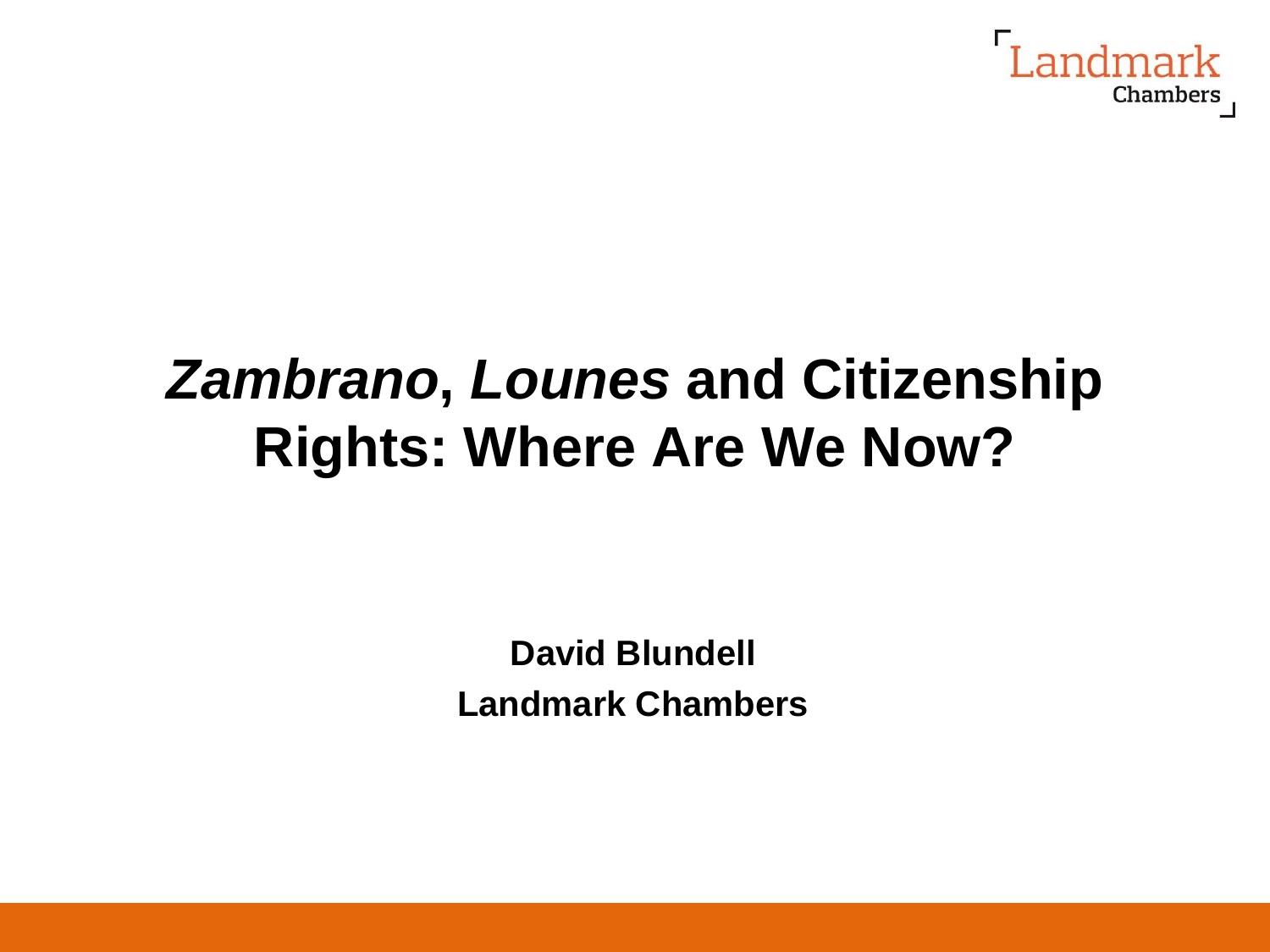# *Zambrano*, *Lounes* and Citizenship Rights: Where Are We Now?

**David Blundell**

**Landmark Chambers**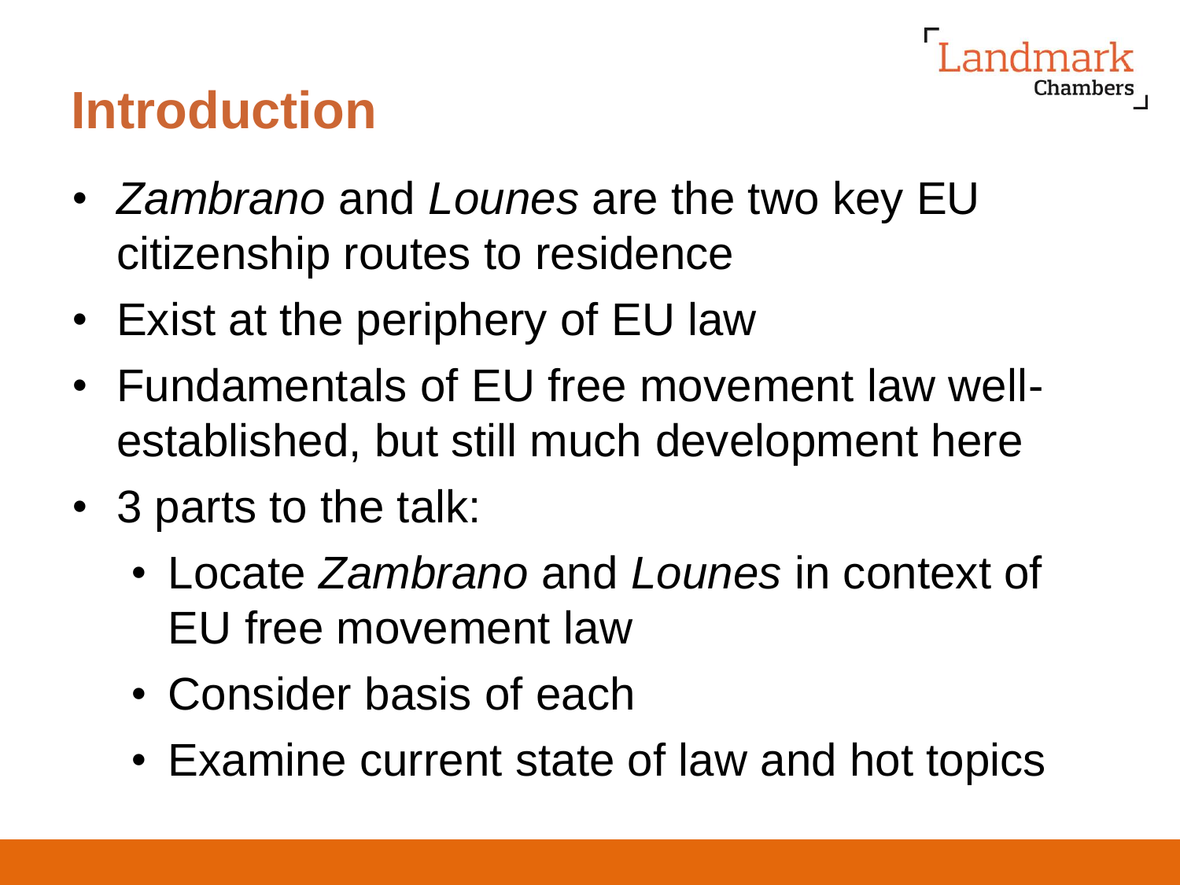# Introduction

- *Zambrano* and *Lounes* are the two key EU citizenship routes to residence
- Exist at the periphery of EU law
- Fundamentals of EU free movement law well-established, but still much development here
- 3 parts to the talk:
  - Locate *Zambrano* and *Lounes* in context of EU free movement law
  - Consider basis of each
  - Examine current state of law and hot topics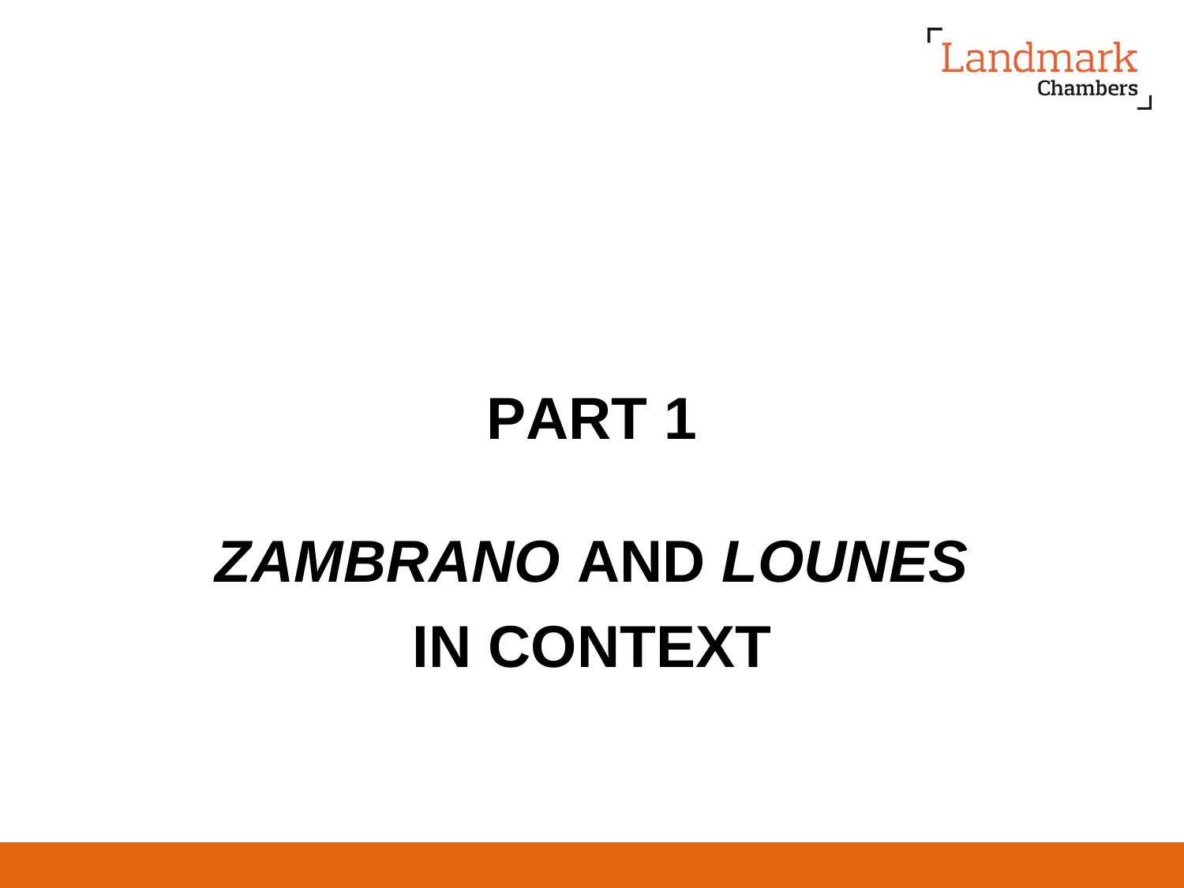# PART 1

# *ZAMBRANO* AND *LOUNES* IN CONTEXT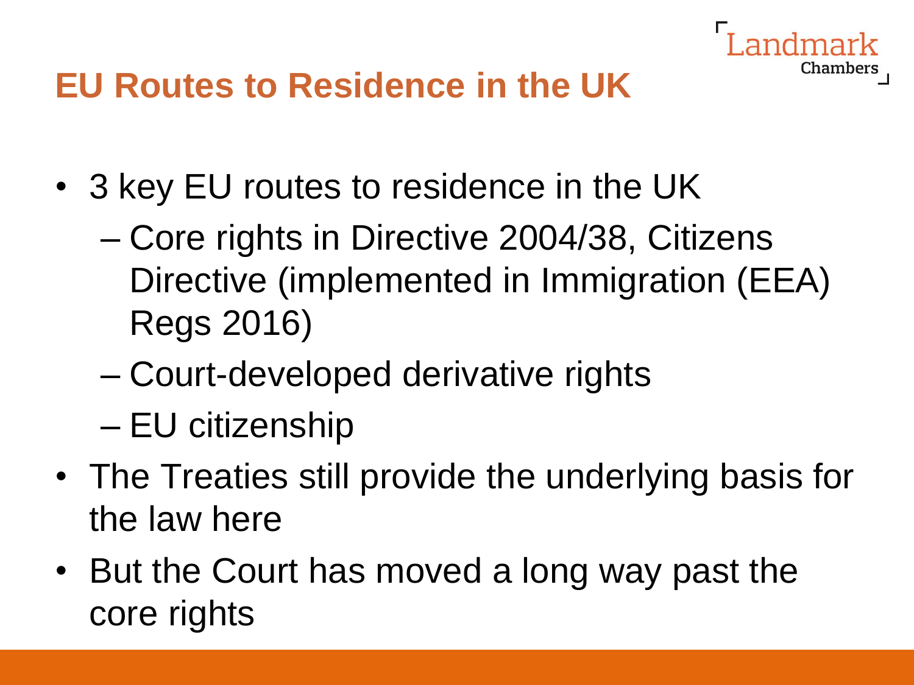# EU Routes to Residence in the UK

- 3 key EU routes to residence in the UK
  - Core rights in Directive 2004/38, Citizens Directive (implemented in Immigration (EEA) Regs 2016)
  - Court-developed derivative rights
  - EU citizenship
- The Treaties still provide the underlying basis for the law here
- But the Court has moved a long way past the core rights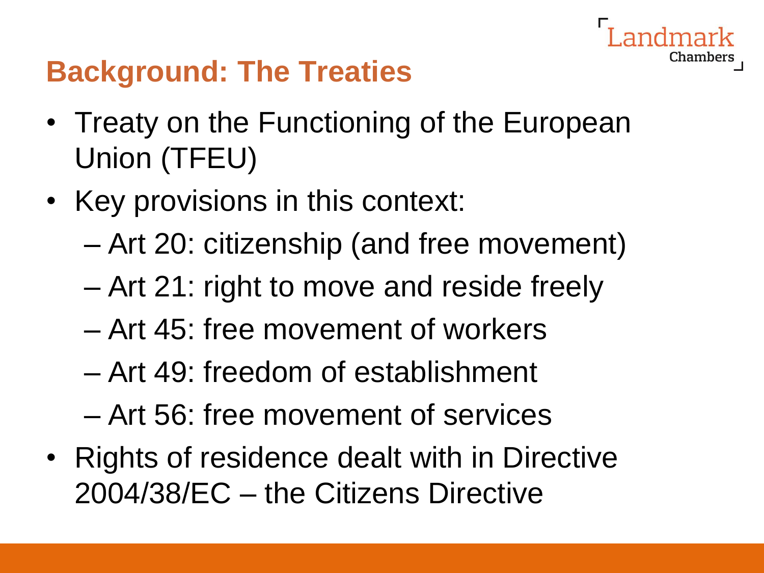## Background: The Treaties

- Treaty on the Functioning of the European Union (TFEU)
- Key provisions in this context:
  - Art 20: citizenship (and free movement)
  - Art 21: right to move and reside freely
  - Art 45: free movement of workers
  - Art 49: freedom of establishment
  - Art 56: free movement of services
- Rights of residence dealt with in Directive 2004/38/EC – the Citizens Directive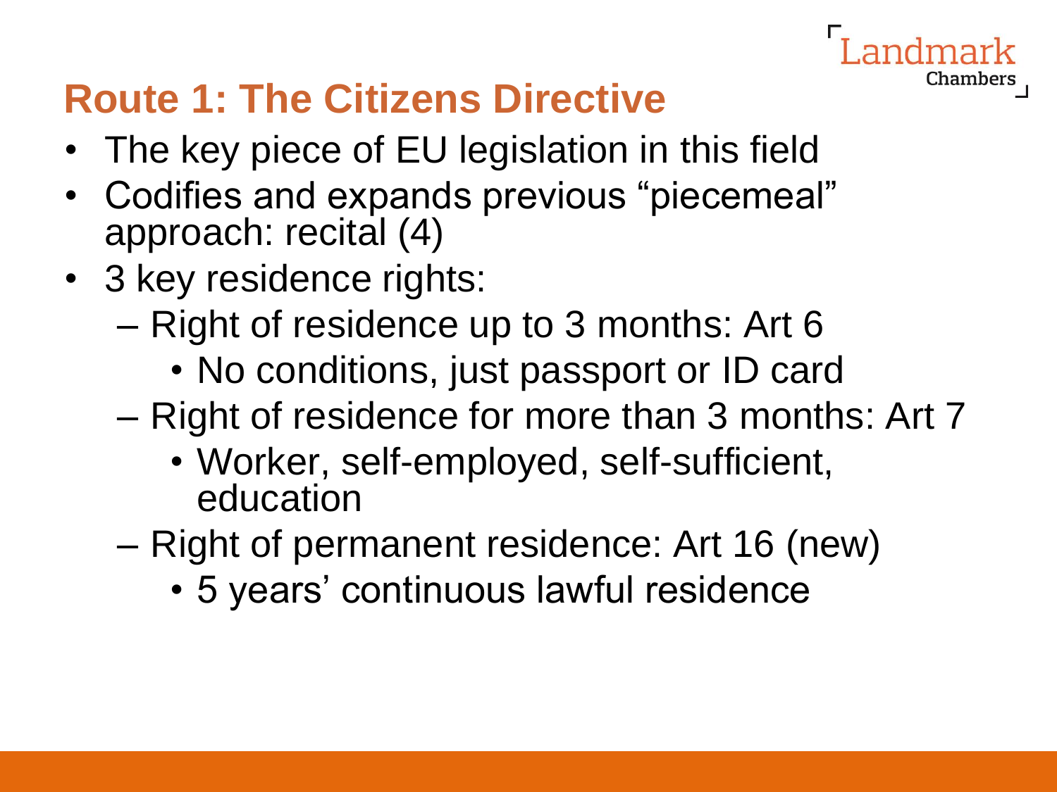## Route 1: The Citizens Directive

- The key piece of EU legislation in this field
- Codifies and expands previous "piecemeal" approach: recital (4)
- 3 key residence rights:
  - Right of residence up to 3 months: Art 6
    - No conditions, just passport or ID card
  - Right of residence for more than 3 months: Art 7
    - Worker, self-employed, self-sufficient, education
  - Right of permanent residence: Art 16 (new)
    - 5 years' continuous lawful residence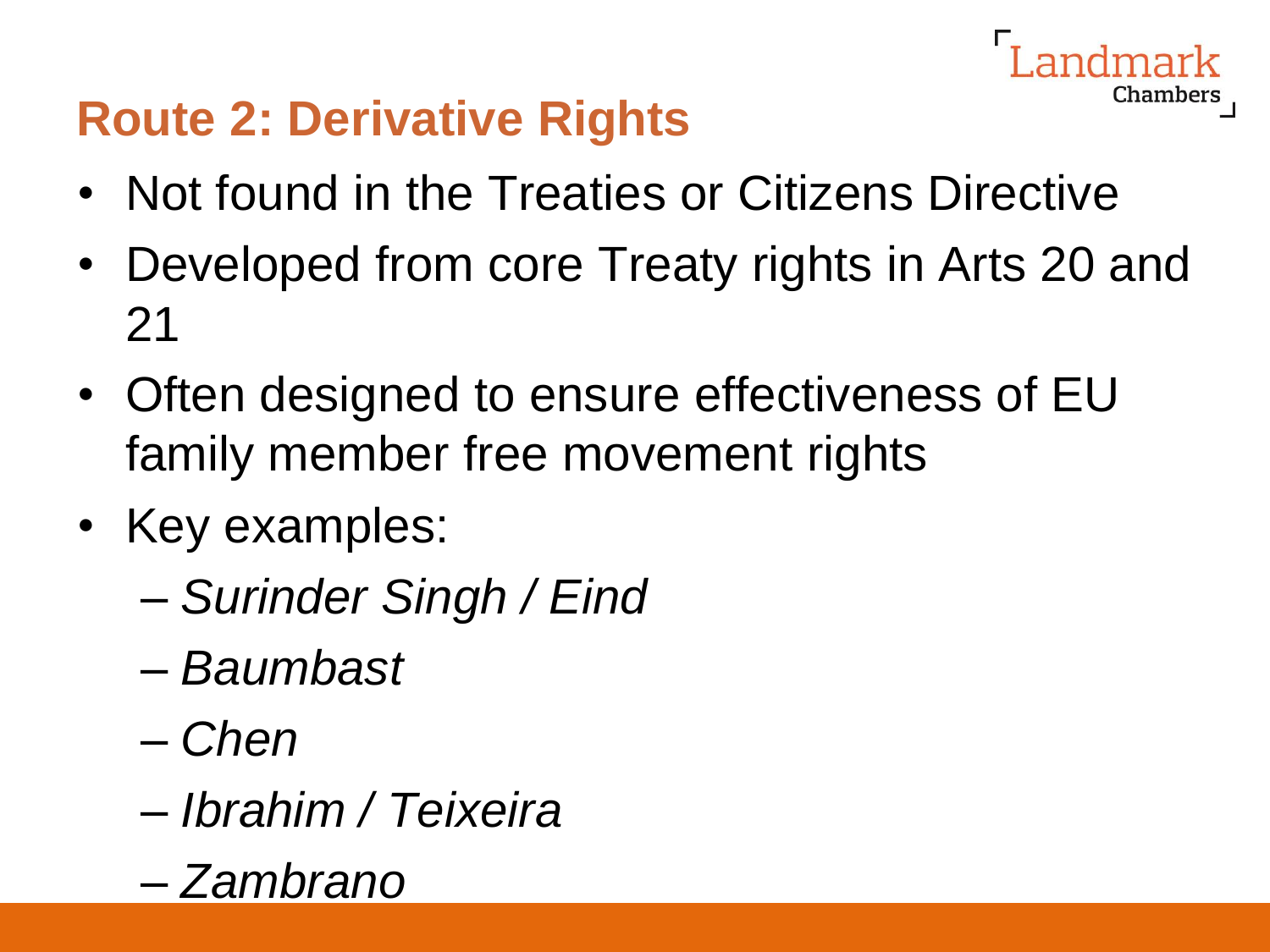## Route 2: Derivative Rights

- Not found in the Treaties or Citizens Directive
- Developed from core Treaty rights in Arts 20 and 21
- Often designed to ensure effectiveness of EU family member free movement rights
- Key examples:
  - *Surinder Singh / Eind*
  - *Baumbast*
  - *Chen*
  - *Ibrahim / Teixeira*
  - *Zambrano*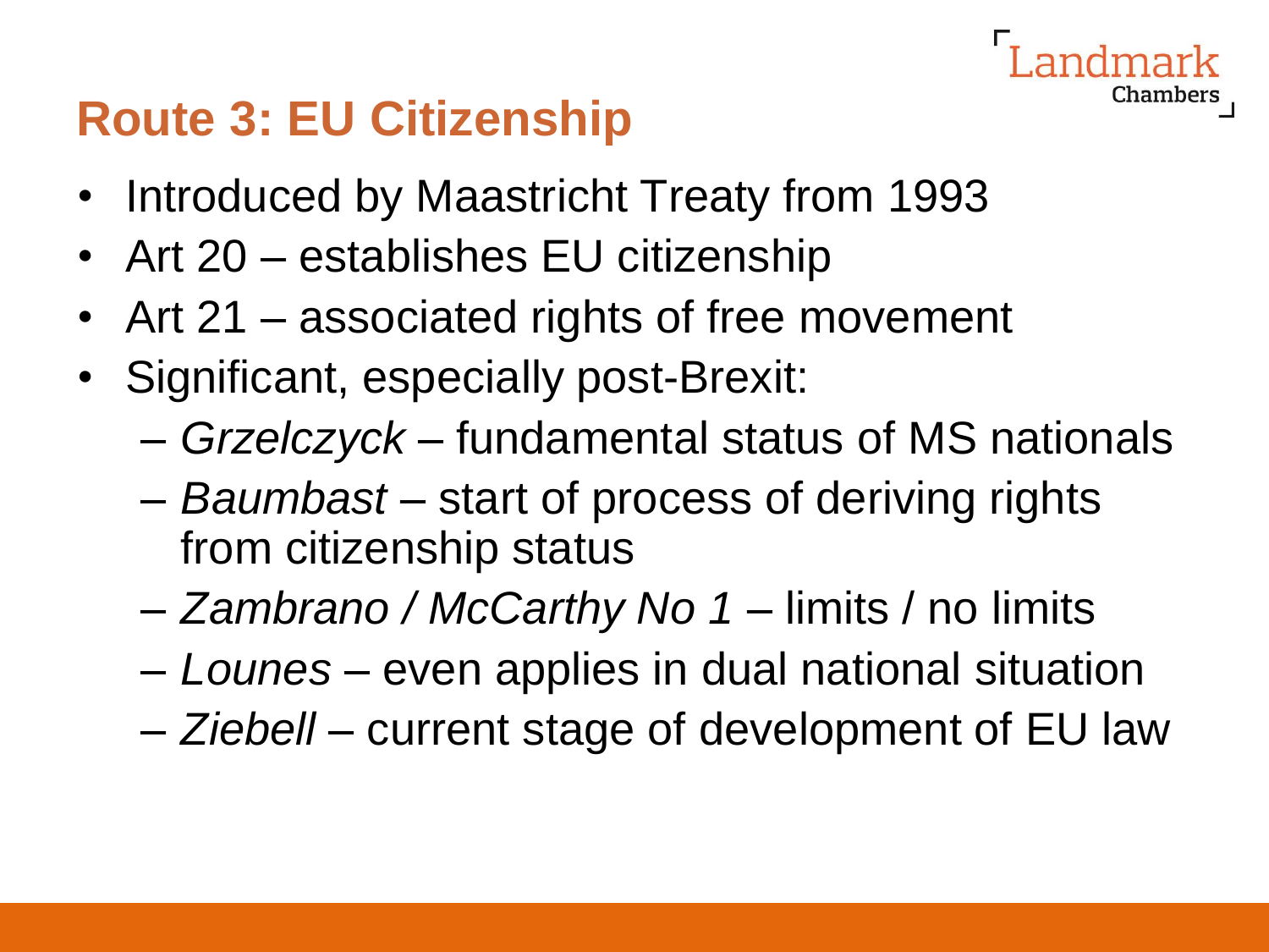## Route 3: EU Citizenship

- Introduced by Maastricht Treaty from 1993
- Art 20 – establishes EU citizenship
- Art 21 – associated rights of free movement
- Significant, especially post-Brexit:
  - *Grzelczyck* – fundamental status of MS nationals
  - *Baumbast* – start of process of deriving rights from citizenship status
  - *Zambrano / McCarthy No 1* – limits / no limits
  - *Lounes* – even applies in dual national situation
  - *Ziebell* – current stage of development of EU law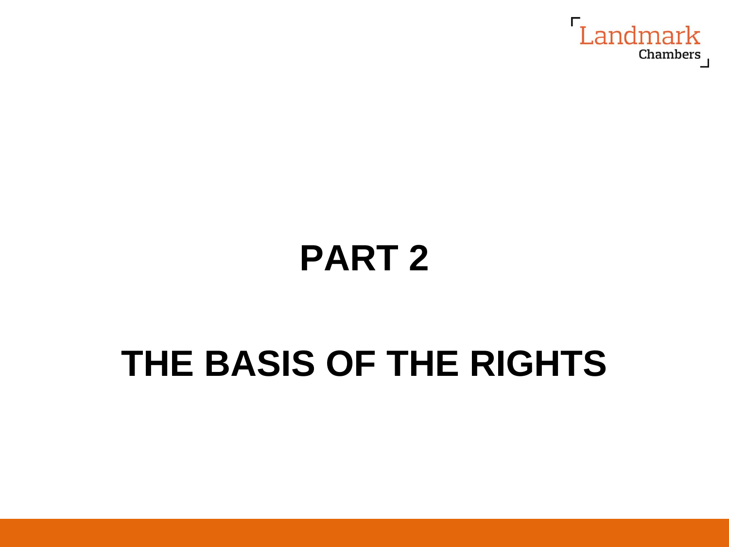# PART 2

# THE BASIS OF THE RIGHTS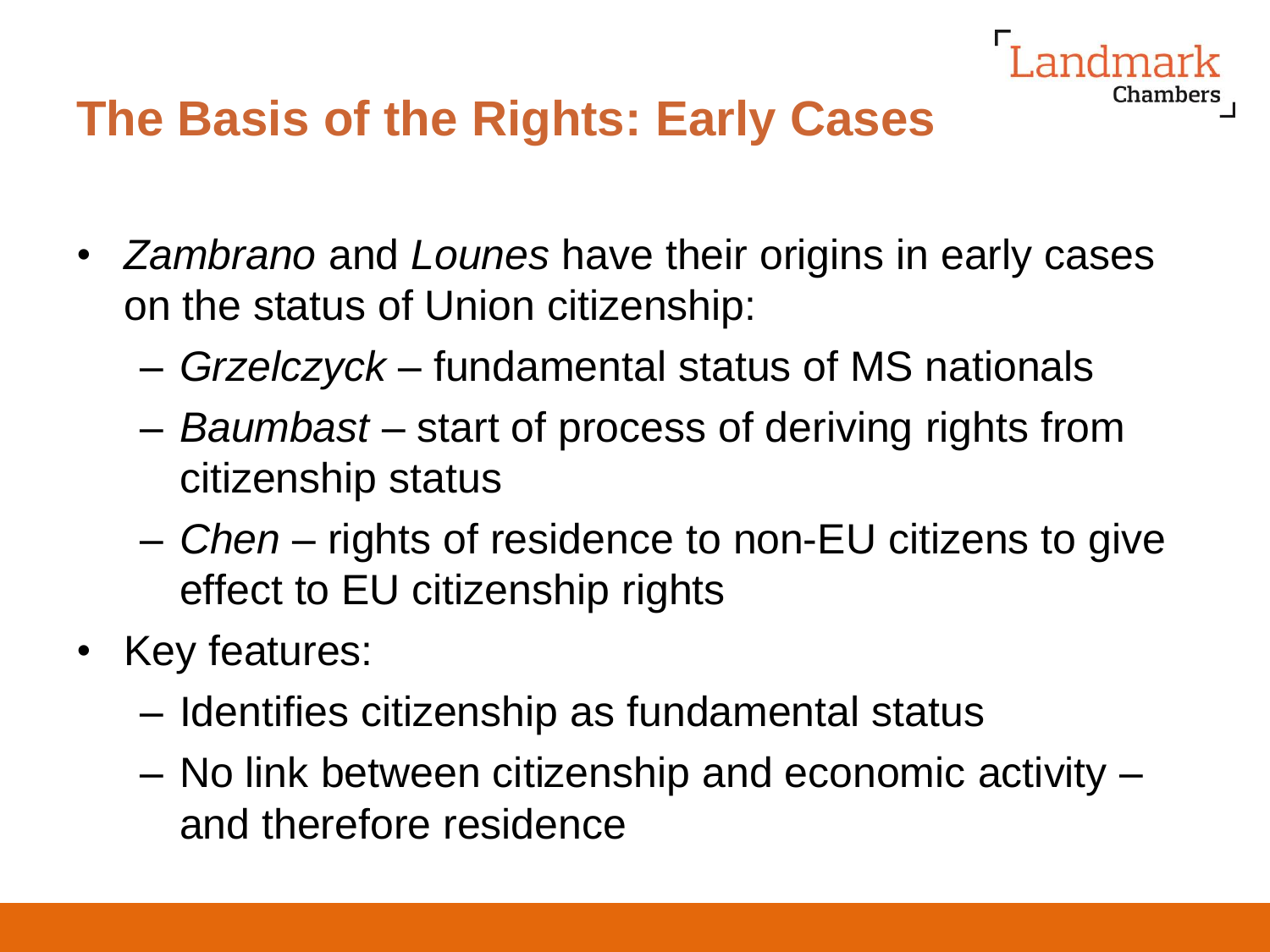# The Basis of the Rights: Early Cases

- *Zambrano* and *Lounes* have their origins in early cases on the status of Union citizenship:
  - *Grzelczyck* – fundamental status of MS nationals
  - *Baumbast* – start of process of deriving rights from citizenship status
  - *Chen* – rights of residence to non-EU citizens to give effect to EU citizenship rights
- Key features:
  - Identifies citizenship as fundamental status
  - No link between citizenship and economic activity – and therefore residence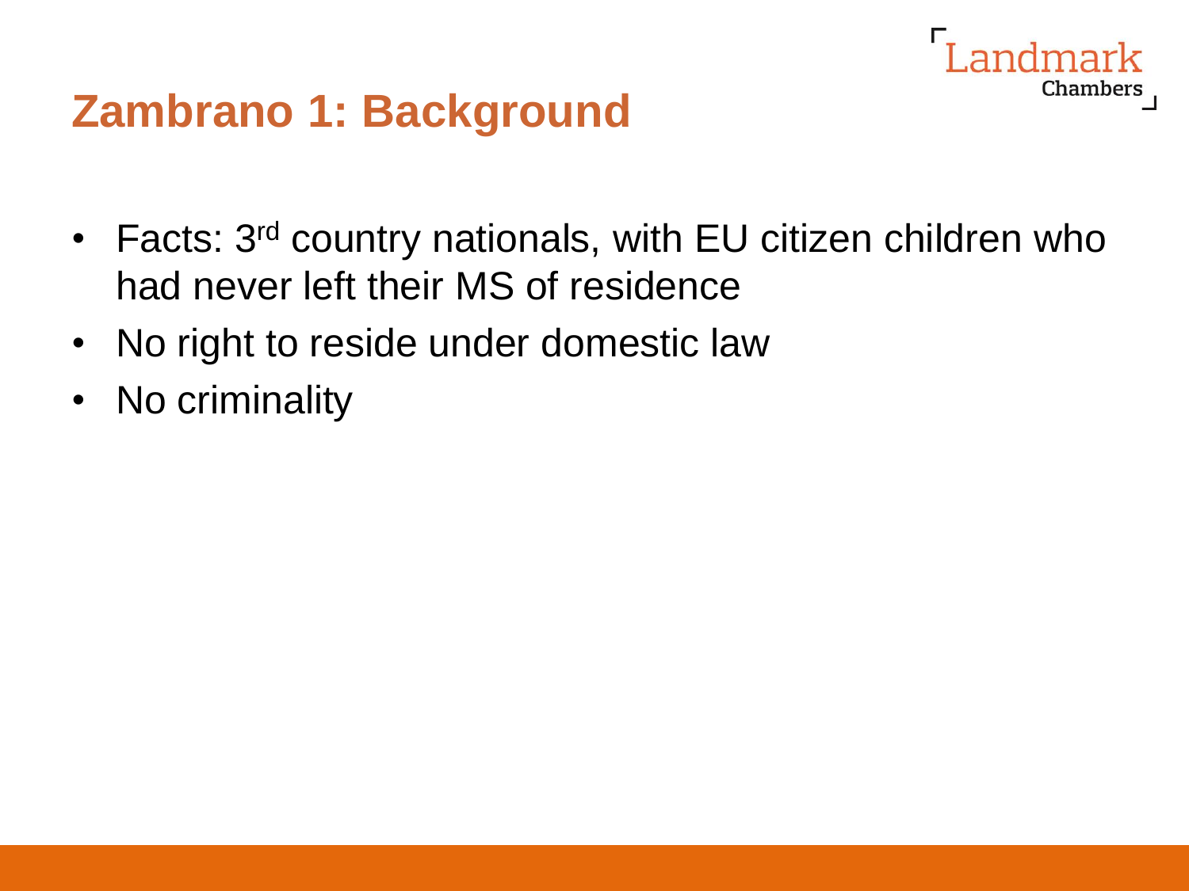## Zambrano 1: Background

- Facts: 3rd country nationals, with EU citizen children who had never left their MS of residence
- No right to reside under domestic law
- No criminality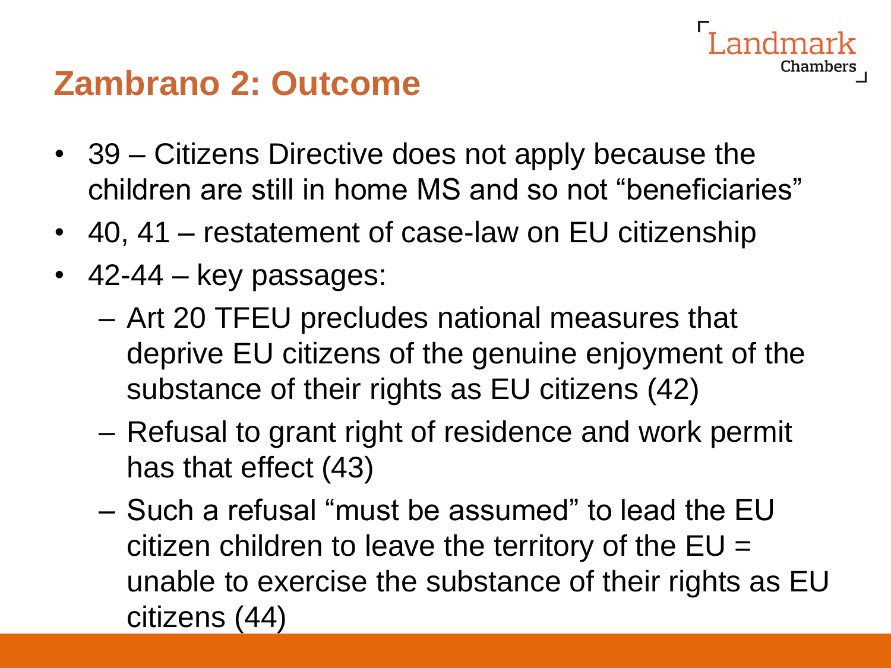# Zambrano 2: Outcome

- 39 – Citizens Directive does not apply because the children are still in home MS and so not "beneficiaries"
- 40, 41 – restatement of case-law on EU citizenship
- 42-44 – key passages:
  - Art 20 TFEU precludes national measures that deprive EU citizens of the genuine enjoyment of the substance of their rights as EU citizens (42)
  - Refusal to grant right of residence and work permit has that effect (43)
  - Such a refusal "must be assumed" to lead the EU citizen children to leave the territory of the EU = unable to exercise the substance of their rights as EU citizens (44)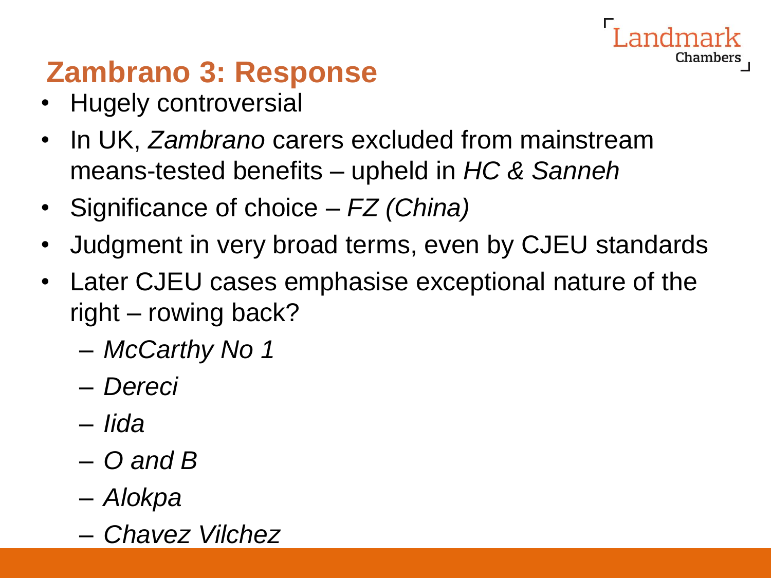## Zambrano 3: Response

- Hugely controversial
- In UK, *Zambrano* carers excluded from mainstream means-tested benefits – upheld in *HC & Sanneh*
- Significance of choice – *FZ (China)*
- Judgment in very broad terms, even by CJEU standards
- Later CJEU cases emphasise exceptional nature of the right – rowing back?
  - *McCarthy No 1*
  - *Dereci*
  - *Iida*
  - *O and B*
  - *Alokpa*
  - *Chavez Vilchez*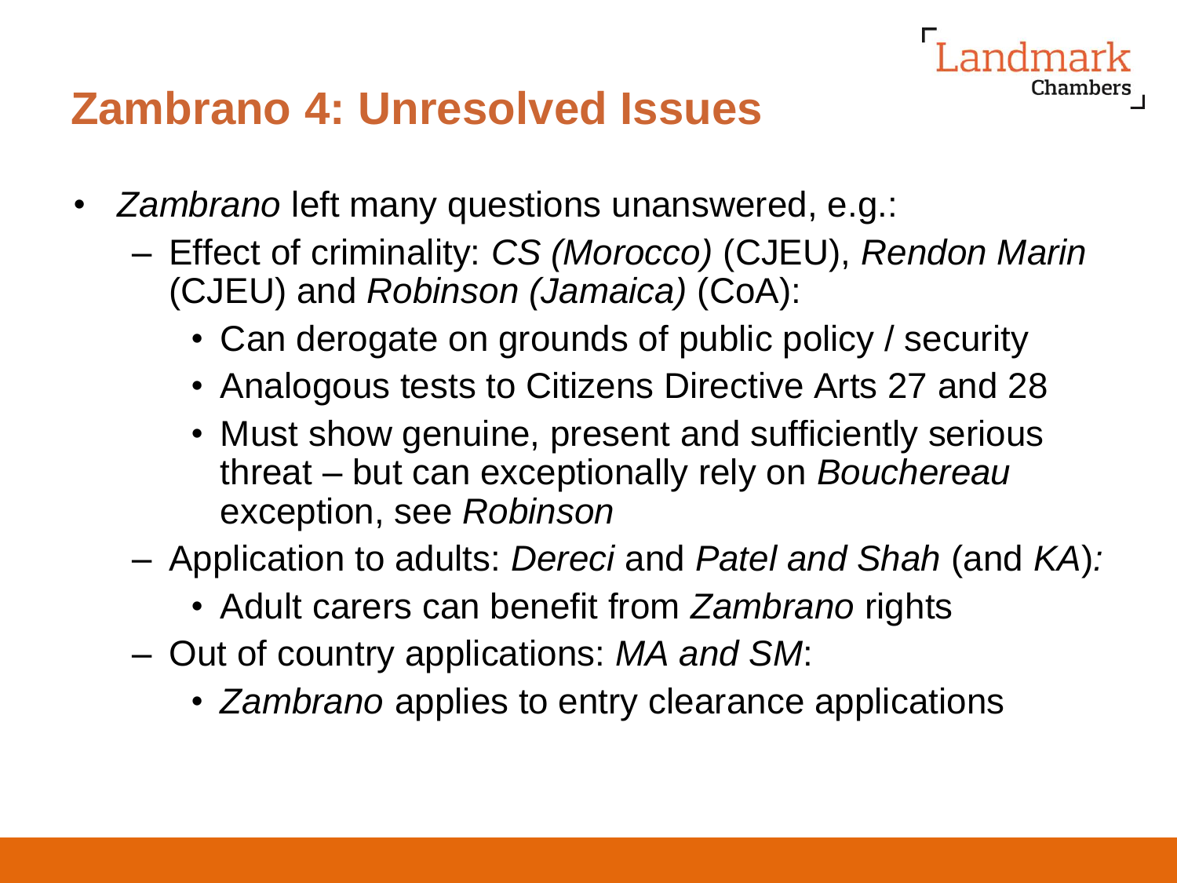## Zambrano 4: Unresolved Issues

- *Zambrano* left many questions unanswered, e.g.:
  - Effect of criminality: *CS (Morocco)* (CJEU), *Rendon Marin* (CJEU) and *Robinson (Jamaica)* (CoA):
    - Can derogate on grounds of public policy / security
    - Analogous tests to Citizens Directive Arts 27 and 28
    - Must show genuine, present and sufficiently serious threat – but can exceptionally rely on *Bouchereau* exception, see *Robinson*
  - Application to adults: *Dereci* and *Patel and Shah* (and *KA*)*:*
    - Adult carers can benefit from *Zambrano* rights
  - Out of country applications: *MA and SM*:
    - *Zambrano* applies to entry clearance applications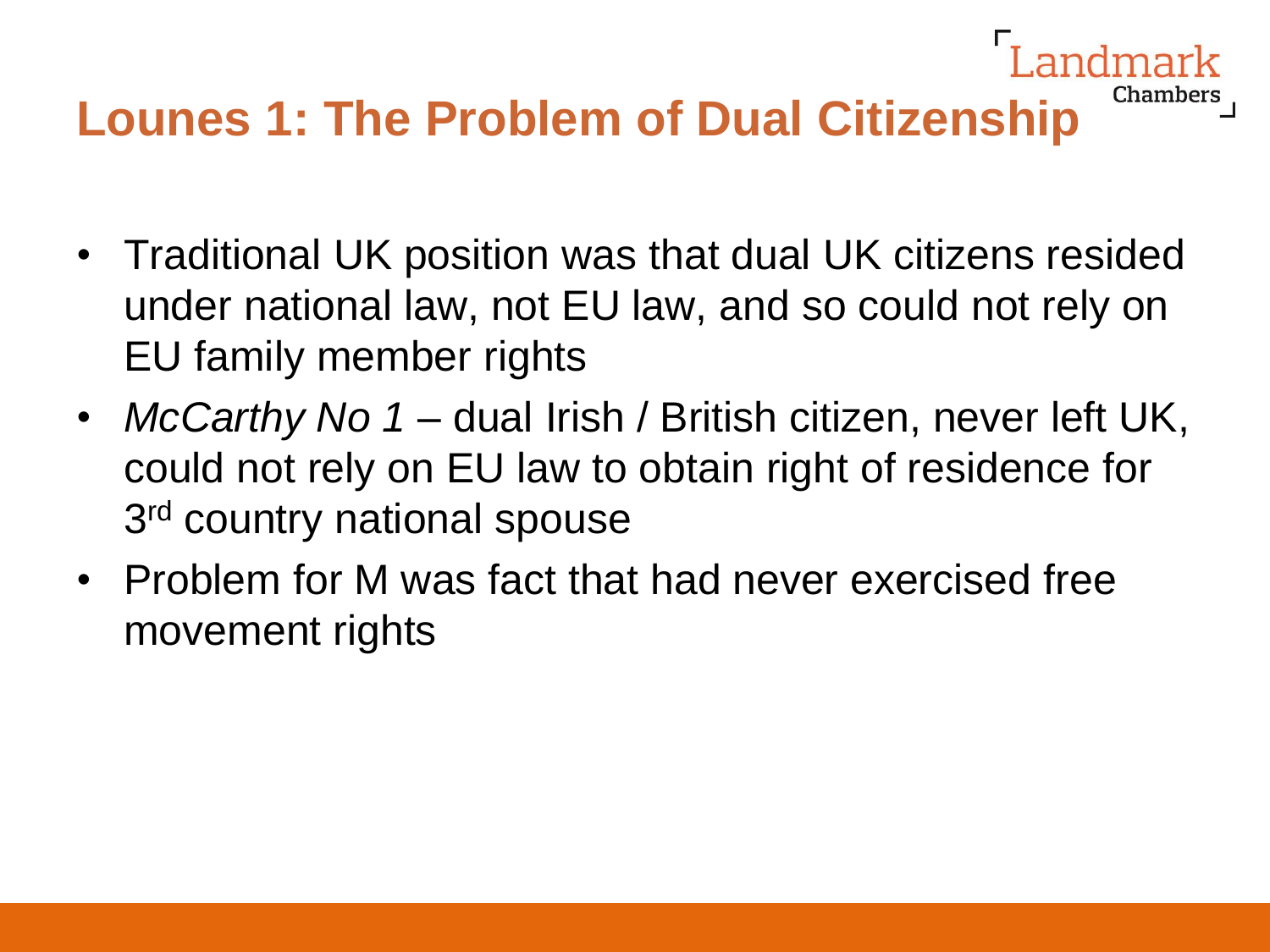# Lounes 1: The Problem of Dual Citizenship

- Traditional UK position was that dual UK citizens resided under national law, not EU law, and so could not rely on EU family member rights
- *McCarthy No 1* – dual Irish / British citizen, never left UK, could not rely on EU law to obtain right of residence for 3rd country national spouse
- Problem for M was fact that had never exercised free movement rights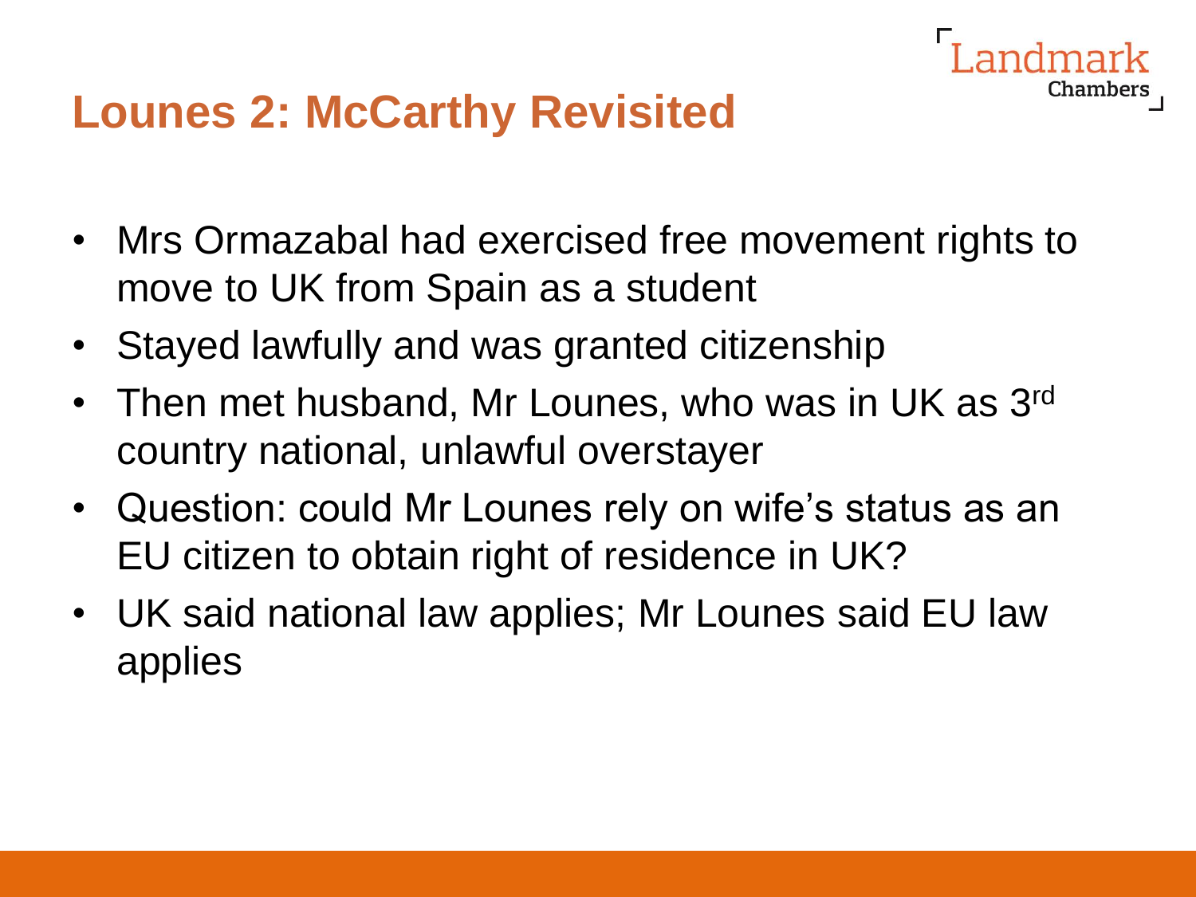## Lounes 2: McCarthy Revisited

- Mrs Ormazabal had exercised free movement rights to move to UK from Spain as a student
- Stayed lawfully and was granted citizenship
- Then met husband, Mr Lounes, who was in UK as 3rd country national, unlawful overstayer
- Question: could Mr Lounes rely on wife's status as an EU citizen to obtain right of residence in UK?
- UK said national law applies; Mr Lounes said EU law applies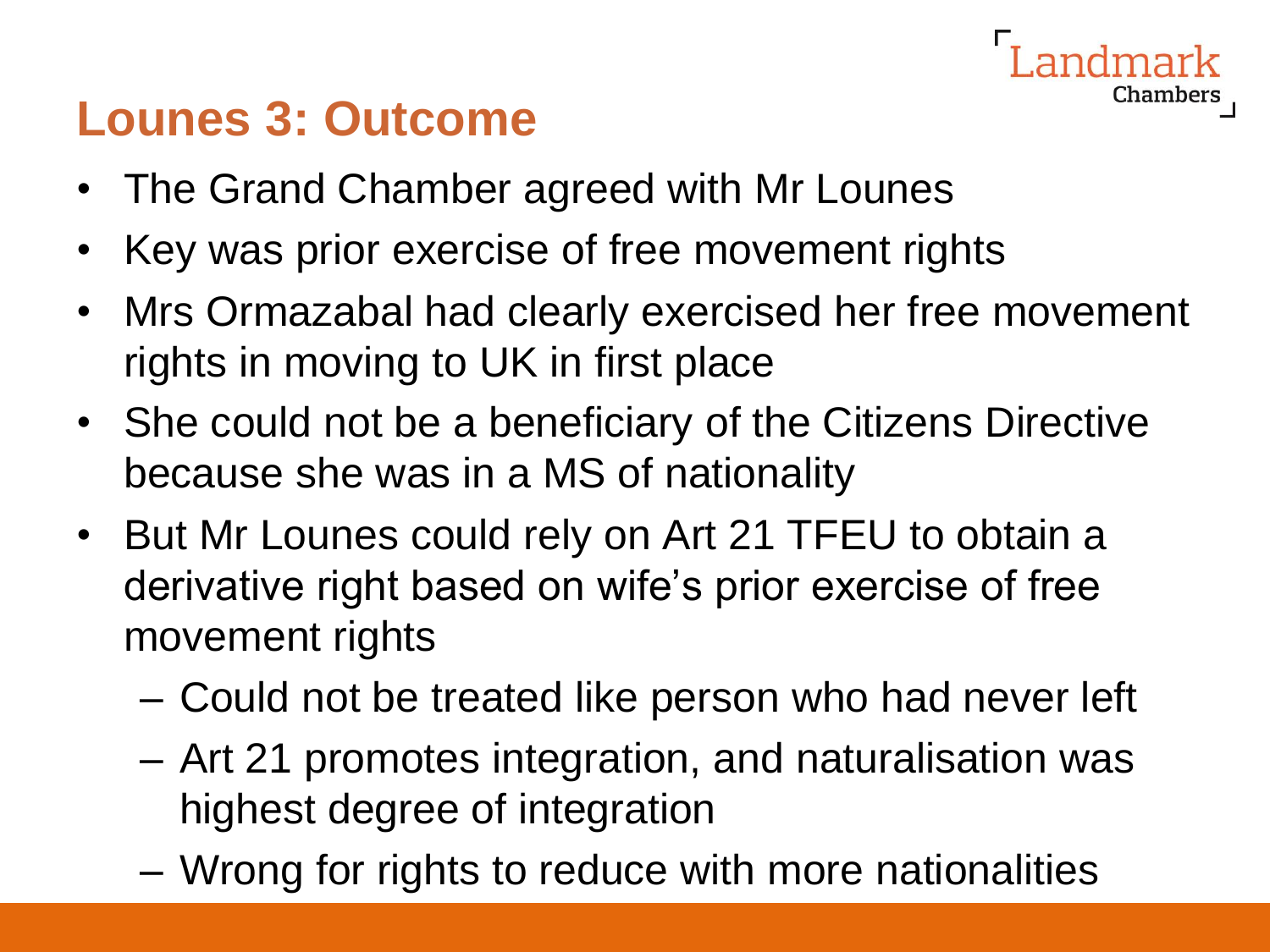# Lounes 3: Outcome

- The Grand Chamber agreed with Mr Lounes
- Key was prior exercise of free movement rights
- Mrs Ormazabal had clearly exercised her free movement rights in moving to UK in first place
- She could not be a beneficiary of the Citizens Directive because she was in a MS of nationality
- But Mr Lounes could rely on Art 21 TFEU to obtain a derivative right based on wife's prior exercise of free movement rights
  - Could not be treated like person who had never left
  - Art 21 promotes integration, and naturalisation was highest degree of integration
  - Wrong for rights to reduce with more nationalities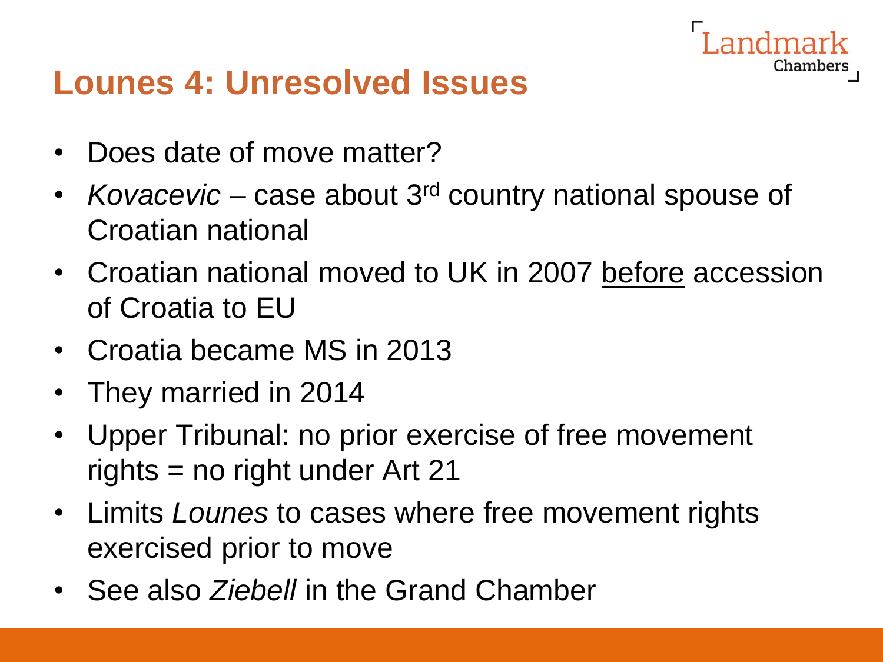## Lounes 4: Unresolved Issues

- Does date of move matter?
- *Kovacevic* – case about 3rd country national spouse of Croatian national
- Croatian national moved to UK in 2007 <u>before</u> accession of Croatia to EU
- Croatia became MS in 2013
- They married in 2014
- Upper Tribunal: no prior exercise of free movement rights = no right under Art 21
- Limits *Lounes* to cases where free movement rights exercised prior to move
- See also *Ziebell* in the Grand Chamber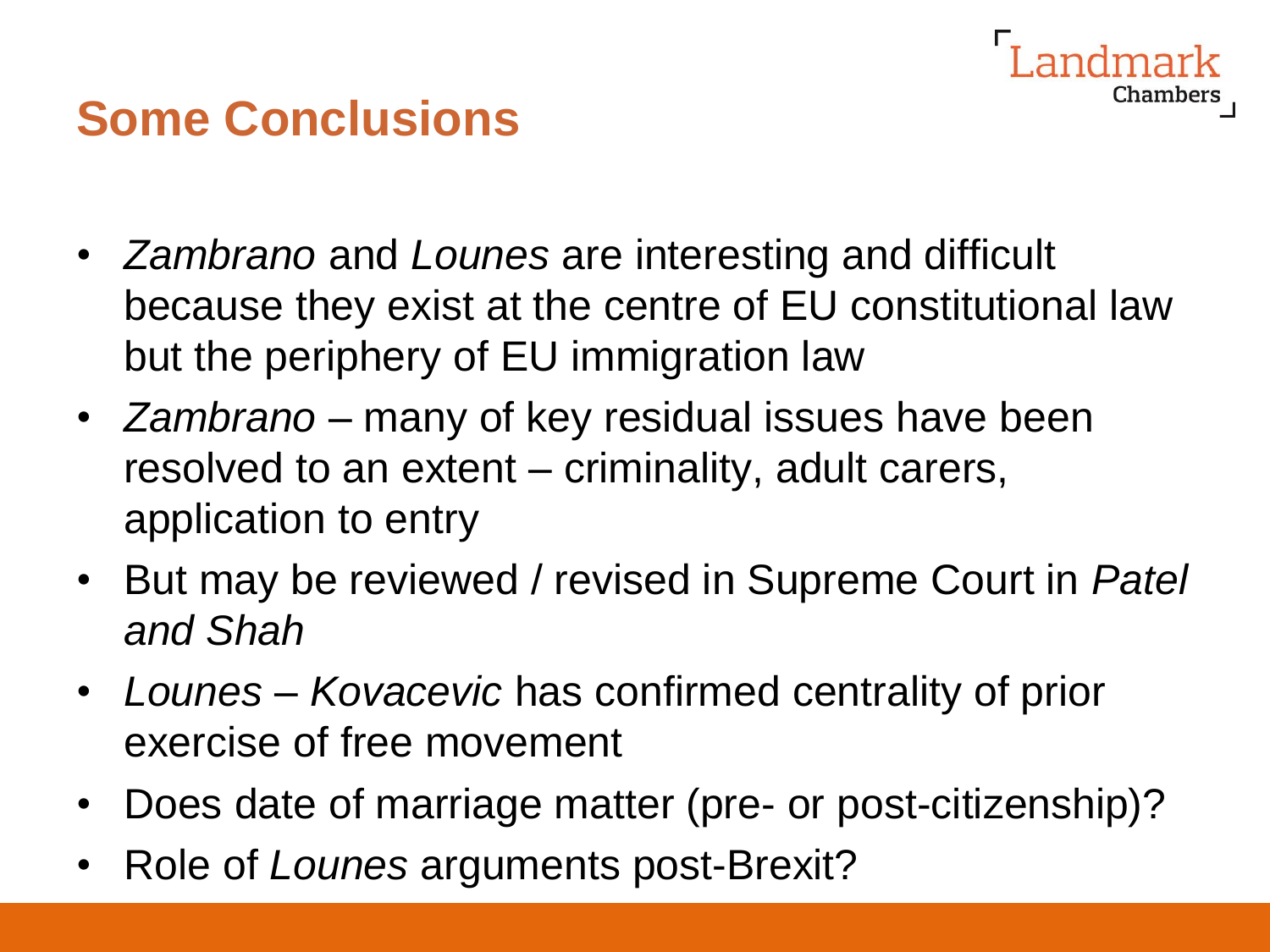# Some Conclusions

- *Zambrano* and *Lounes* are interesting and difficult because they exist at the centre of EU constitutional law but the periphery of EU immigration law
- *Zambrano* – many of key residual issues have been resolved to an extent – criminality, adult carers, application to entry
- But may be reviewed / revised in Supreme Court in *Patel and Shah*
- *Lounes* – *Kovacevic* has confirmed centrality of prior exercise of free movement
- Does date of marriage matter (pre- or post-citizenship)?
- Role of *Lounes* arguments post-Brexit?